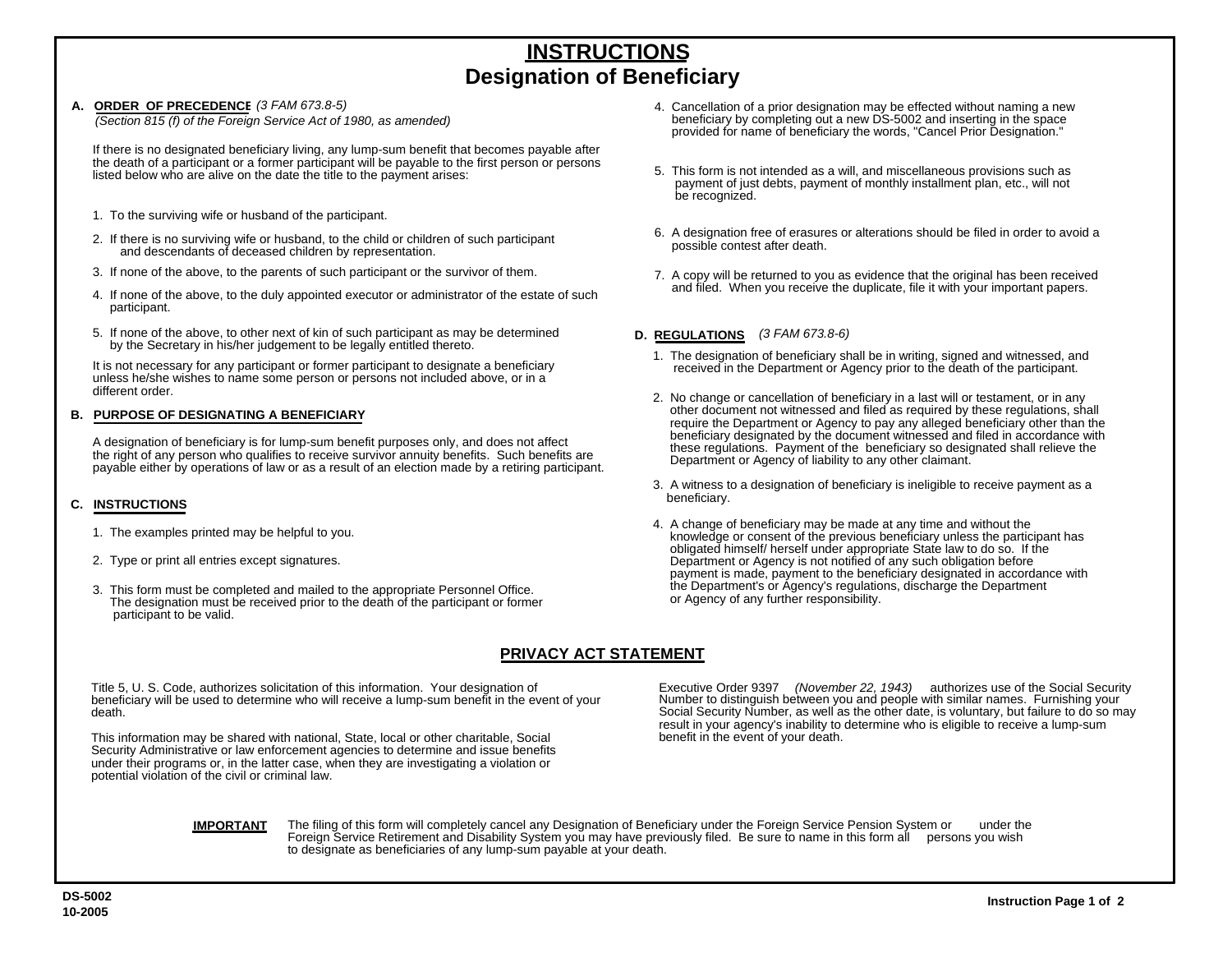# INSTRUCTIONS
## Designation of Beneficiary

**A. ORDER OF PRECEDENCE** *(3 FAM 673.8-5)*
*(Section 815 (f) of the Foreign Service Act of 1980, as amended)*

If there is no designated beneficiary living, any lump-sum benefit that becomes payable after the death of a participant or a former participant will be payable to the first person or persons listed below who are alive on the date the title to the payment arises:

1. To the surviving wife or husband of the participant.
2. If there is no surviving wife or husband, to the child or children of such participant and descendants of deceased children by representation.
3. If none of the above, to the parents of such participant or the survivor of them.
4. If none of the above, to the duly appointed executor or administrator of the estate of such participant.
5. If none of the above, to other next of kin of such participant as may be determined by the Secretary in his/her judgement to be legally entitled thereto.

It is not necessary for any participant or former participant to designate a beneficiary unless he/she wishes to name some person or persons not included above, or in a different order.

**B. PURPOSE OF DESIGNATING A BENEFICIARY**

A designation of beneficiary is for lump-sum benefit purposes only, and does not affect the right of any person who qualifies to receive survivor annuity benefits. Such benefits are payable either by operations of law or as a result of an election made by a retiring participant.

**C. INSTRUCTIONS**

1. The examples printed may be helpful to you.
2. Type or print all entries except signatures.
3. This form must be completed and mailed to the appropriate Personnel Office. The designation must be received prior to the death of the participant or former participant to be valid.
4. Cancellation of a prior designation may be effected without naming a new beneficiary by completing out a new DS-5002 and inserting in the space provided for name of beneficiary the words, "Cancel Prior Designation."
5. This form is not intended as a will, and miscellaneous provisions such as payment of just debts, payment of monthly installment plan, etc., will not be recognized.
6. A designation free of erasures or alterations should be filed in order to avoid a possible contest after death.
7. A copy will be returned to you as evidence that the original has been received and filed. When you receive the duplicate, file it with your important papers.

**D. REGULATIONS** *(3 FAM 673.8-6)*

1. The designation of beneficiary shall be in writing, signed and witnessed, and received in the Department or Agency prior to the death of the participant.
2. No change or cancellation of beneficiary in a last will or testament, or in any other document not witnessed and filed as required by these regulations, shall require the Department or Agency to pay any alleged beneficiary other than the beneficiary designated by the document witnessed and filed in accordance with these regulations. Payment of the beneficiary so designated shall relieve the Department or Agency of liability to any other claimant.
3. A witness to a designation of beneficiary is ineligible to receive payment as a beneficiary.
4. A change of beneficiary may be made at any time and without the knowledge or consent of the previous beneficiary unless the participant has obligated himself/ herself under appropriate State law to do so. If the Department or Agency is not notified of any such obligation before payment is made, payment to the beneficiary designated in accordance with the Department's or Agency's regulations, discharge the Department or Agency of any further responsibility.

## PRIVACY ACT STATEMENT

Title 5, U. S. Code, authorizes solicitation of this information. Your designation of beneficiary will be used to determine who will receive a lump-sum benefit in the event of your death.

This information may be shared with national, State, local or other charitable, Social Security Administrative or law enforcement agencies to determine and issue benefits under their programs or, in the latter case, when they are investigating a violation or potential violation of the civil or criminal law.

Executive Order 9397 *(November 22, 1943)* authorizes use of the Social Security Number to distinguish between you and people with similar names. Furnishing your Social Security Number, as well as the other date, is voluntary, but failure to do so may result in your agency's inability to determine who is eligible to receive a lump-sum benefit in the event of your death.

**IMPORTANT** The filing of this form will completely cancel any Designation of Beneficiary under the Foreign Service Pension System or under the Foreign Service Retirement and Disability System you may have previously filed. Be sure to name in this form all persons you wish to designate as beneficiaries of any lump-sum payable at your death.

DS-5002
10-2005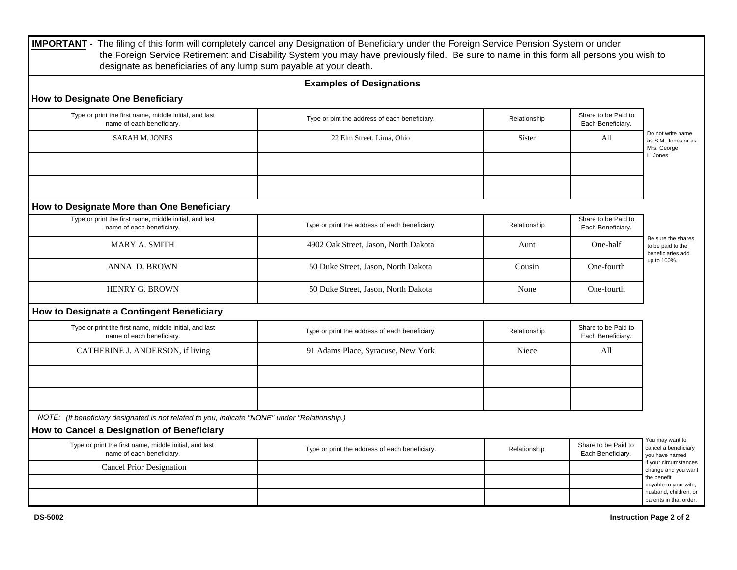**IMPORTANT -** The filing of this form will completely cancel any Designation of Beneficiary under the Foreign Service Pension System or under the Foreign Service Retirement and Disability System you may have previously filed. Be sure to name in this form all persons you wish to designate as beneficiaries of any lump sum payable at your death.

## Examples of Designations

### How to Designate One Beneficiary

| Type or print the first name, middle initial, and last name of each beneficiary. | Type or pint the address of each beneficiary. | Relationship | Share to be Paid to Each Beneficiary. |
|---|---|---|---|
| SARAH M. JONES | 22 Elm Street, Lima, Ohio | Sister | All |
| | | | |
| | | | |

Do not write name as S.M. Jones or as Mrs. George L. Jones.

### How to Designate More than One Beneficiary

| Type or print the first name, middle initial, and last name of each beneficiary. | Type or print the address of each beneficiary. | Relationship | Share to be Paid to Each Beneficiary. |
|---|---|---|---|
| MARY A. SMITH | 4902 Oak Street, Jason, North Dakota | Aunt | One-half |
| ANNA D. BROWN | 50 Duke Street, Jason, North Dakota | Cousin | One-fourth |
| HENRY G. BROWN | 50 Duke Street, Jason, North Dakota | None | One-fourth |

Be sure the shares to be paid to the beneficiaries add up to 100%.

### How to Designate a Contingent Beneficiary

| Type or print the first name, middle initial, and last name of each beneficiary. | Type or print the address of each beneficiary. | Relationship | Share to be Paid to Each Beneficiary. |
|---|---|---|---|
| CATHERINE J. ANDERSON, if living | 91 Adams Place, Syracuse, New York | Niece | All |
| | | | |
| | | | |

NOTE: *(If beneficiary designated is not related to you, indicate "NONE" under "Relationship.)*

### How to Cancel a Designation of Beneficiary

| Type or print the first name, middle initial, and last name of each beneficiary. | Type or print the address of each beneficiary. | Relationship | Share to be Paid to Each Beneficiary. |
|---|---|---|---|
| Cancel Prior Designation | | | |
| | | | |
| | | | |

You may want to cancel a beneficiary you have named if your circumstances change and you want the benefit payable to your wife, husband, children, or parents in that order.

DS-5002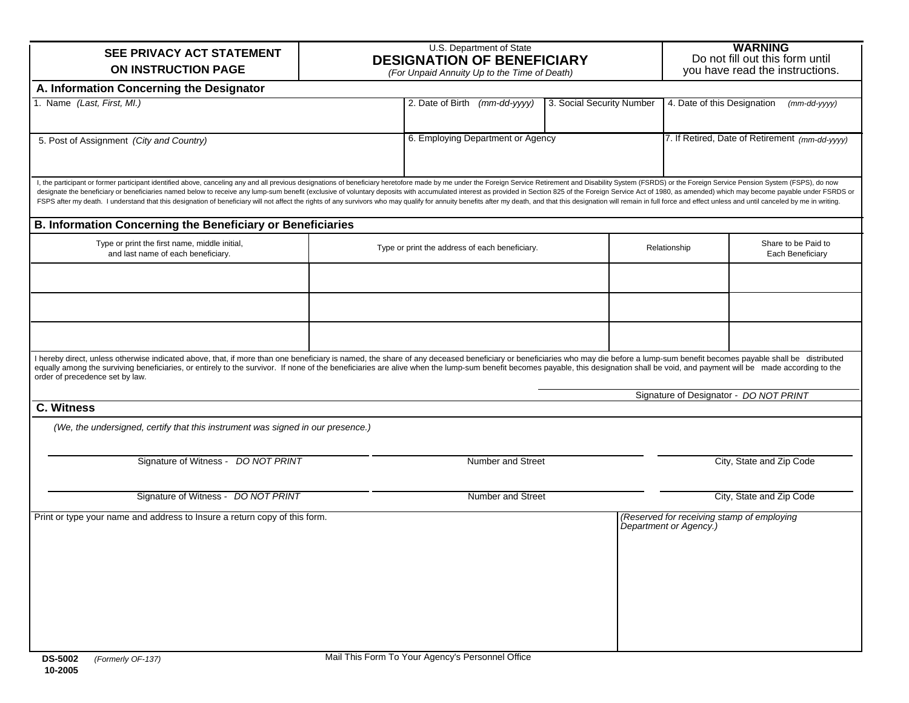| SEE PRIVACY ACT STATEMENT ON INSTRUCTION PAGE | U.S. Department of State **DESIGNATION OF BENEFICIARY** *(For Unpaid Annuity Up to the Time of Death)* | **WARNING** Do not fill out this form until you have read the instructions. |
|---|---|---|

## A. Information Concerning the Designator

| 1. Name *(Last, First, MI.)* | 2. Date of Birth *(mm-dd-yyyy)* | 3. Social Security Number | 4. Date of this Designation *(mm-dd-yyyy)* |
|---|---|---|---|
| | | | |

| 5. Post of Assignment *(City and Country)* | 6. Employing Department or Agency | 7. If Retired, Date of Retirement *(mm-dd-yyyy)* |
|---|---|---|
| | | |

I, the participant or former participant identified above, canceling any and all previous designations of beneficiary heretofore made by me under the Foreign Service Retirement and Disability System (FSRDS) or the Foreign Service Pension System (FSPS), do now designate the beneficiary or beneficiaries named below to receive any lump-sum benefit (exclusive of voluntary deposits with accumulated interest as provided in Section 825 of the Foreign Service Act of 1980, as amended) which may become payable under FSRDS or FSPS after my death. I understand that this designation of beneficiary will not affect the rights of any survivors who may qualify for annuity benefits after my death, and that this designation will remain in full force and effect unless and until canceled by me in writing.

## B. Information Concerning the Beneficiary or Beneficiaries

| Type or print the first name, middle initial, and last name of each beneficiary. | Type or print the address of each beneficiary. | Relationship | Share to be Paid to Each Beneficiary |
|---|---|---|---|
| | | | |
| | | | |
| | | | |

I hereby direct, unless otherwise indicated above, that, if more than one beneficiary is named, the share of any deceased beneficiary or beneficiaries who may die before a lump-sum benefit becomes payable shall be distributed equally among the surviving beneficiaries, or entirely to the survivor. If none of the beneficiaries are alive when the lump-sum benefit becomes payable, this designation shall be void, and payment will be made according to the order of precedence set by law.

Signature of Designator - *DO NOT PRINT*

## C. Witness

*(We, the undersigned, certify that this instrument was signed in our presence.)*

| Signature of Witness - *DO NOT PRINT* | Number and Street | City, State and Zip Code |
|---|---|---|
| | | |
| Signature of Witness - *DO NOT PRINT* | Number and Street | City, State and Zip Code |

| Print or type your name and address to Insure a return copy of this form. | *(Reserved for receiving stamp of employing Department or Agency.)* |
|---|---|
| | |

**DS-5002** *(Formerly OF-137)*
**10-2005**

Mail This Form To Your Agency's Personnel Office